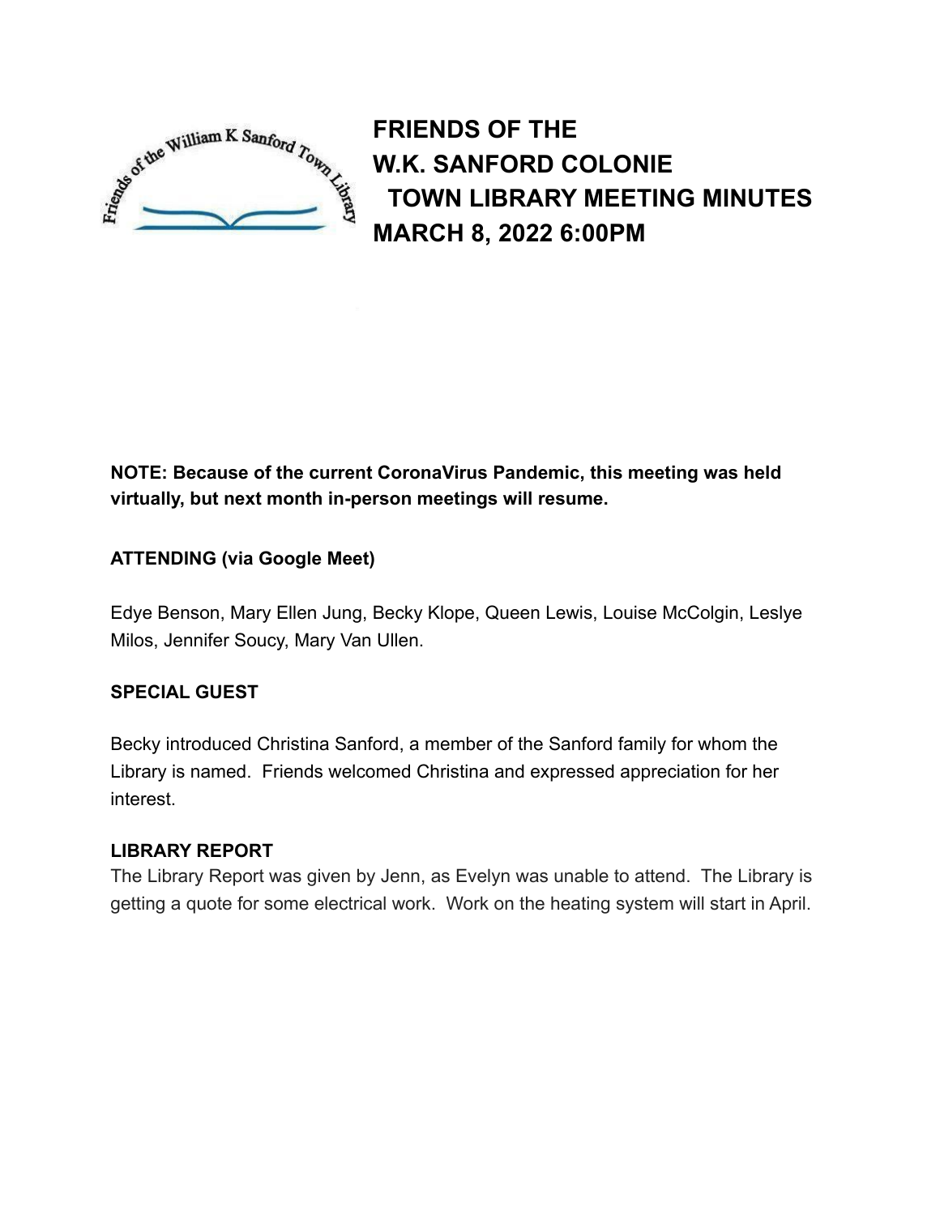# FRIENDS OF THE W.K. SANFORD COLONIE TOWN LIBRARY MEETING MINUTES MARCH 8, 2022 6:00PM

**NOTE: Because of the current CoronaVirus Pandemic, this meeting was held virtually, but next month in-person meetings will resume.**

**ATTENDING (via Google Meet)**

Edye Benson, Mary Ellen Jung, Becky Klope, Queen Lewis, Louise McColgin, Leslye Milos, Jennifer Soucy, Mary Van Ullen.

**SPECIAL GUEST**

Becky introduced Christina Sanford, a member of the Sanford family for whom the Library is named. Friends welcomed Christina and expressed appreciation for her interest.

**LIBRARY REPORT**

The Library Report was given by Jenn, as Evelyn was unable to attend. The Library is getting a quote for some electrical work. Work on the heating system will start in April.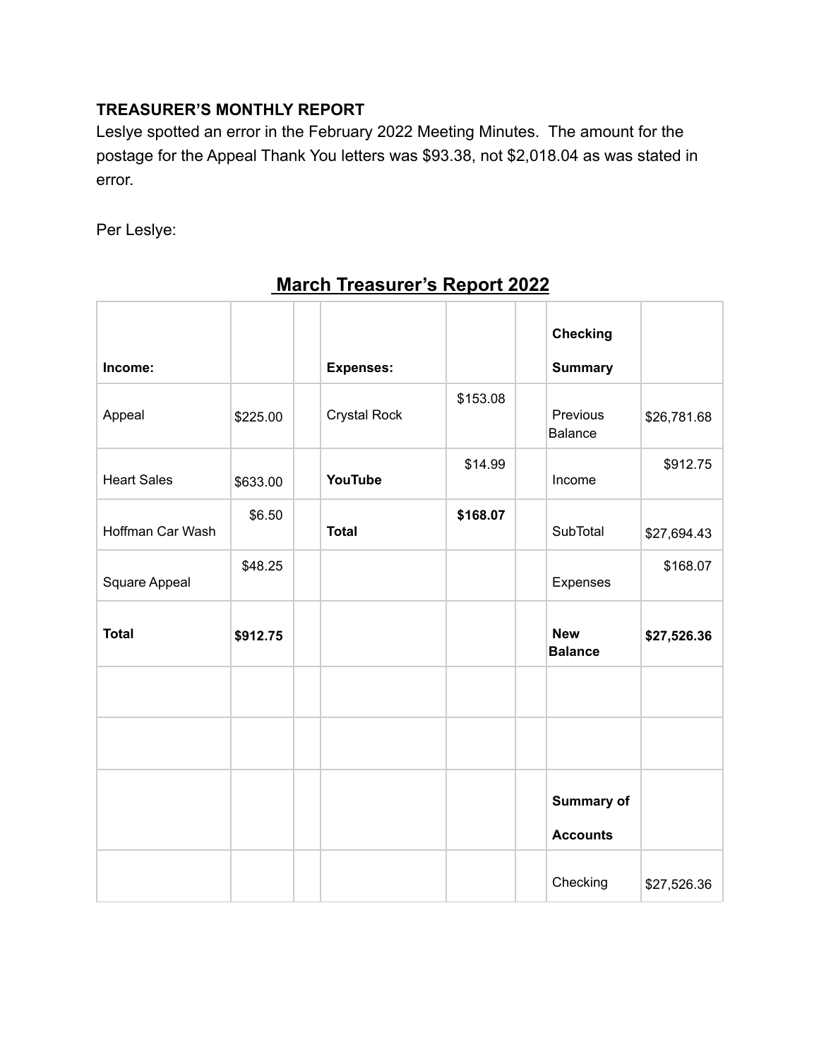**TREASURER'S MONTHLY REPORT**

Leslye spotted an error in the February 2022 Meeting Minutes. The amount for the postage for the Appeal Thank You letters was $93.38, not $2,018.04 as was stated in error.

Per Leslye:

## March Treasurer's Report 2022

| **Income:** | | | **Expenses:** | | | **Checking Summary** | |
|---|---|---|---|---|---|---|---|
| Appeal | $225.00 | | Crystal Rock | $153.08 | | Previous Balance | $26,781.68 |
| Heart Sales | $633.00 | | **YouTube** | $14.99 | | Income | $912.75 |
| Hoffman Car Wash | $6.50 | | **Total** | **$168.07** | | SubTotal | $27,694.43 |
| Square Appeal | $48.25 | | | | | Expenses | $168.07 |
| **Total** | **$912.75** | | | | | **New Balance** | **$27,526.36** |
| | | | | | | | |
| | | | | | | | |
| | | | | | | **Summary of Accounts** | |
| | | | | | | Checking | $27,526.36 |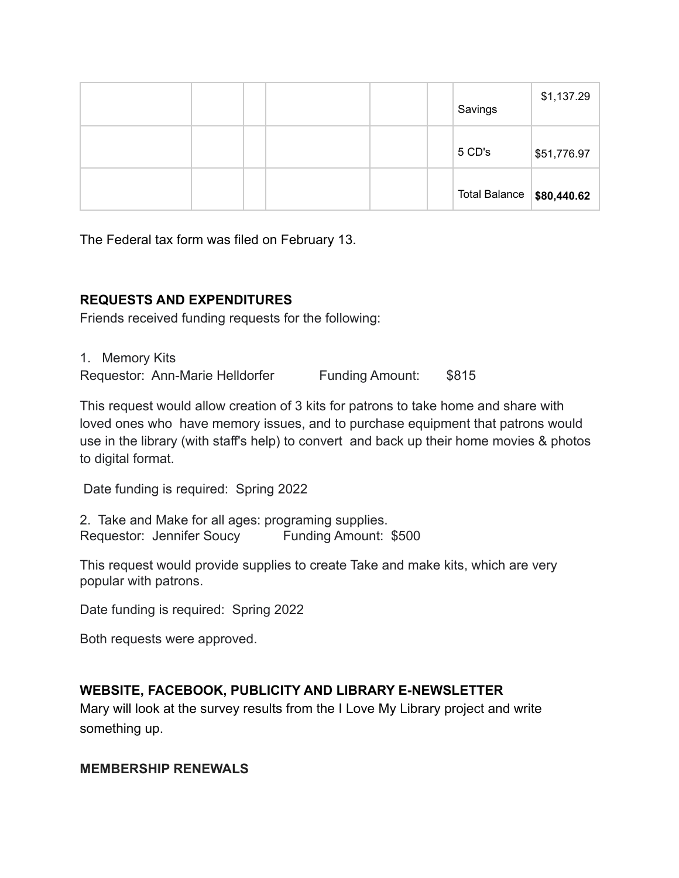| | | | | | | | |
|---|---|---|---|---|---|---|---|
| | | | | | | Savings | $1,137.29 |
| | | | | | | 5 CD's | $51,776.97 |
| | | | | | | Total Balance | **$80,440.62** |

The Federal tax form was filed on February 13.

### REQUESTS AND EXPENDITURES

Friends received funding requests for the following:

1. Memory Kits

Requestor: Ann-Marie Helldorfer Funding Amount: $815

This request would allow creation of 3 kits for patrons to take home and share with loved ones who have memory issues, and to purchase equipment that patrons would use in the library (with staff's help) to convert and back up their home movies & photos to digital format.

Date funding is required: Spring 2022

2. Take and Make for all ages: programing supplies.

Requestor: Jennifer Soucy Funding Amount: $500

This request would provide supplies to create Take and make kits, which are very popular with patrons.

Date funding is required: Spring 2022

Both requests were approved.

### WEBSITE, FACEBOOK, PUBLICITY AND LIBRARY E-NEWSLETTER

Mary will look at the survey results from the I Love My Library project and write something up.

### MEMBERSHIP RENEWALS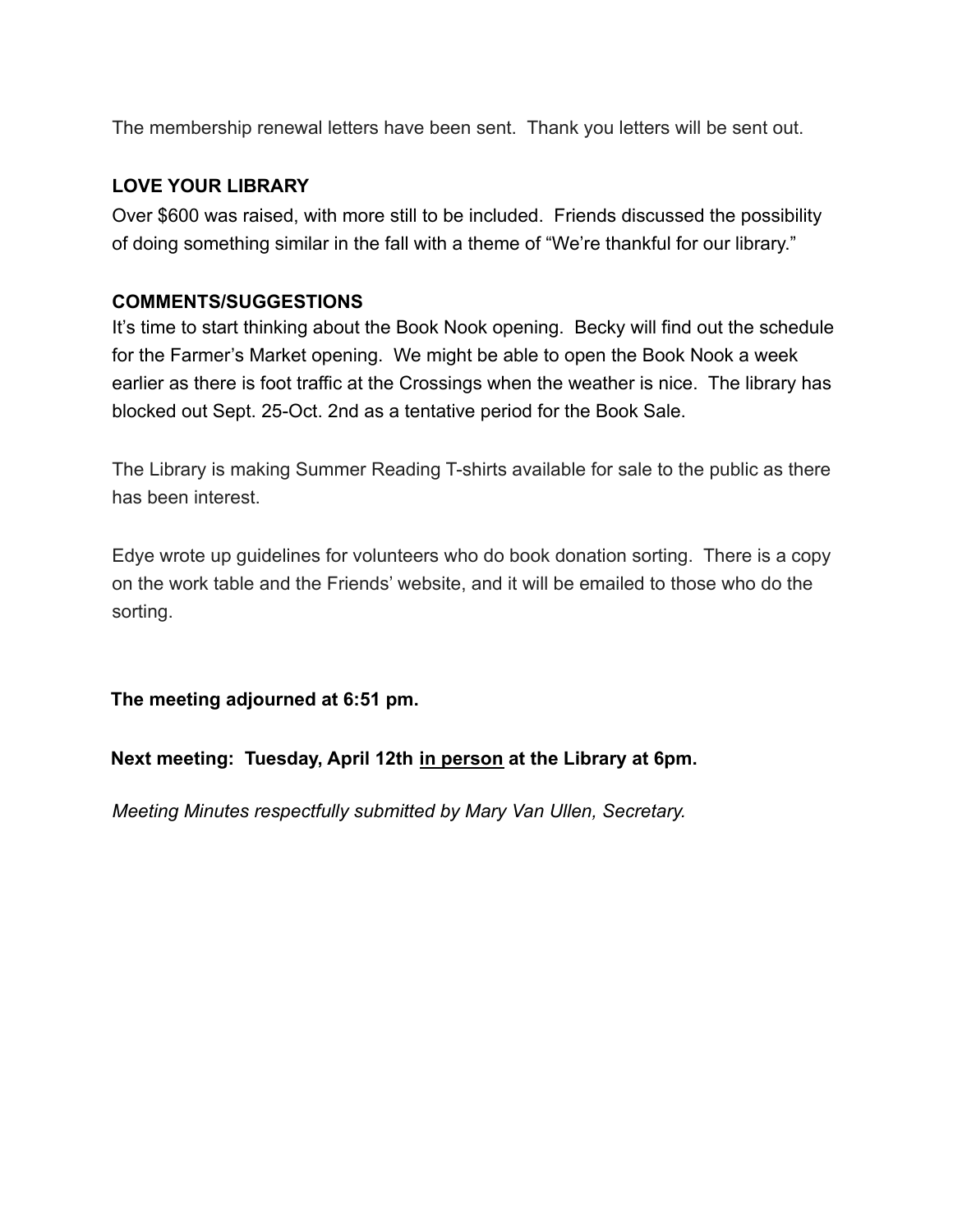The membership renewal letters have been sent. Thank you letters will be sent out.

**LOVE YOUR LIBRARY**

Over $600 was raised, with more still to be included. Friends discussed the possibility of doing something similar in the fall with a theme of "We're thankful for our library."

**COMMENTS/SUGGESTIONS**

It's time to start thinking about the Book Nook opening. Becky will find out the schedule for the Farmer's Market opening. We might be able to open the Book Nook a week earlier as there is foot traffic at the Crossings when the weather is nice. The library has blocked out Sept. 25-Oct. 2nd as a tentative period for the Book Sale.

The Library is making Summer Reading T-shirts available for sale to the public as there has been interest.

Edye wrote up guidelines for volunteers who do book donation sorting. There is a copy on the work table and the Friends' website, and it will be emailed to those who do the sorting.

**The meeting adjourned at 6:51 pm.**

**Next meeting: Tuesday, April 12th <u>in person</u> at the Library at 6pm.**

*Meeting Minutes respectfully submitted by Mary Van Ullen, Secretary.*